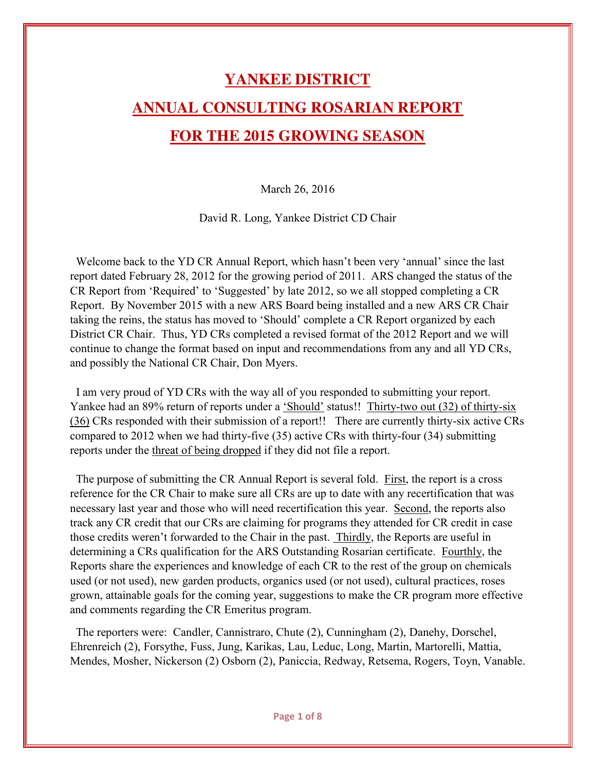# YANKEE DISTRICT

# ANNUAL CONSULTING ROSARIAN REPORT

# FOR THE 2015 GROWING SEASON

March 26, 2016

David R. Long, Yankee District CD Chair

Welcome back to the YD CR Annual Report, which hasn't been very 'annual' since the last report dated February 28, 2012 for the growing period of 2011. ARS changed the status of the CR Report from 'Required' to 'Suggested' by late 2012, so we all stopped completing a CR Report. By November 2015 with a new ARS Board being installed and a new ARS CR Chair taking the reins, the status has moved to 'Should' complete a CR Report organized by each District CR Chair. Thus, YD CRs completed a revised format of the 2012 Report and we will continue to change the format based on input and recommendations from any and all YD CRs, and possibly the National CR Chair, Don Myers.

I am very proud of YD CRs with the way all of you responded to submitting your report. Yankee had an 89% return of reports under a 'Should' status!! Thirty-two out (32) of thirty-six (36) CRs responded with their submission of a report!! There are currently thirty-six active CRs compared to 2012 when we had thirty-five (35) active CRs with thirty-four (34) submitting reports under the threat of being dropped if they did not file a report.

The purpose of submitting the CR Annual Report is several fold. First, the report is a cross reference for the CR Chair to make sure all CRs are up to date with any recertification that was necessary last year and those who will need recertification this year. Second, the reports also track any CR credit that our CRs are claiming for programs they attended for CR credit in case those credits weren't forwarded to the Chair in the past. Thirdly, the Reports are useful in determining a CRs qualification for the ARS Outstanding Rosarian certificate. Fourthly, the Reports share the experiences and knowledge of each CR to the rest of the group on chemicals used (or not used), new garden products, organics used (or not used), cultural practices, roses grown, attainable goals for the coming year, suggestions to make the CR program more effective and comments regarding the CR Emeritus program.

The reporters were: Candler, Cannistraro, Chute (2), Cunningham (2), Danehy, Dorschel, Ehrenreich (2), Forsythe, Fuss, Jung, Karikas, Lau, Leduc, Long, Martin, Martorelli, Mattia, Mendes, Mosher, Nickerson (2) Osborn (2), Paniccia, Redway, Retsema, Rogers, Toyn, Vanable.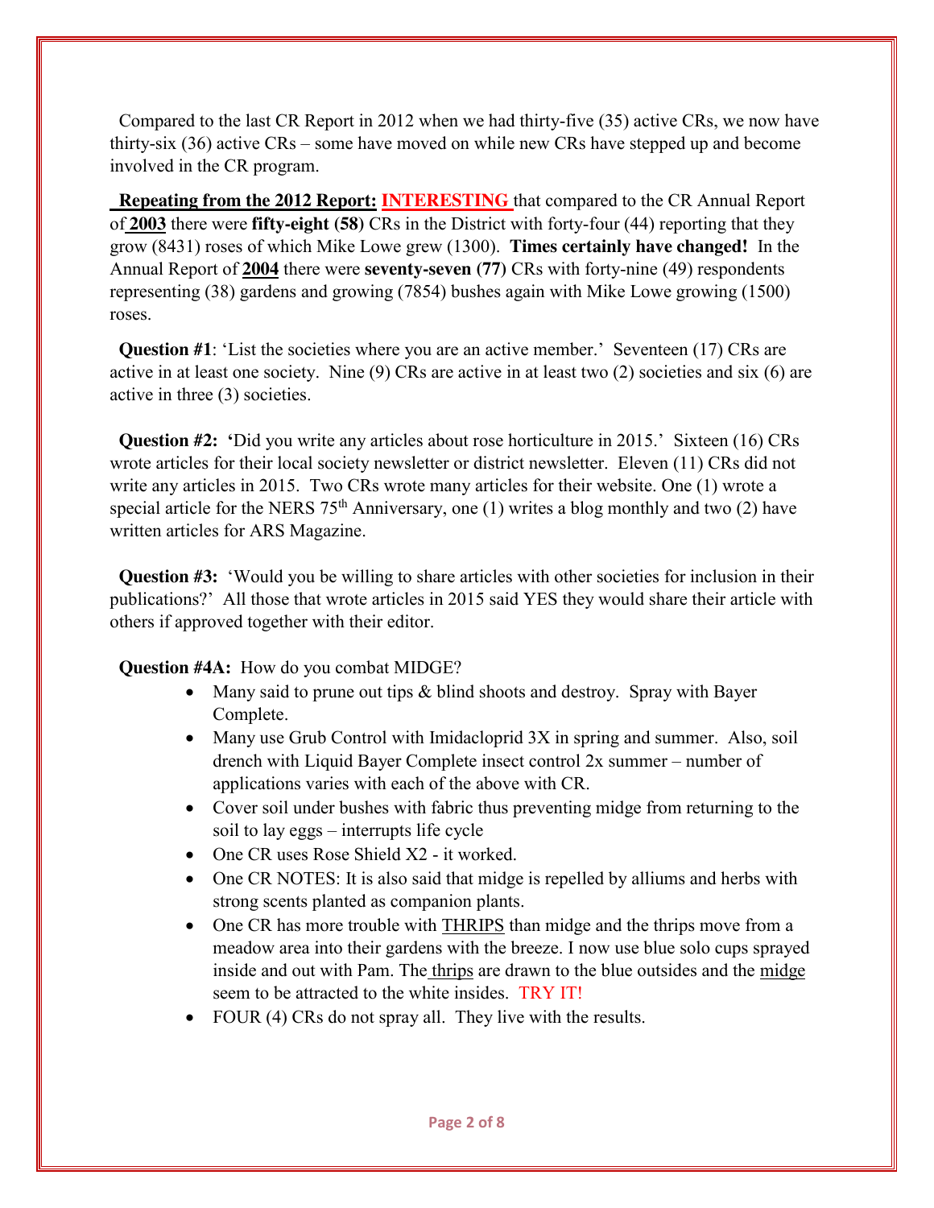Compared to the last CR Report in 2012 when we had thirty-five (35) active CRs, we now have thirty-six (36) active CRs – some have moved on while new CRs have stepped up and become involved in the CR program.

**Repeating from the 2012 Report:** **INTERESTING** that compared to the CR Annual Report of **2003** there were **fifty-eight (58)** CRs in the District with forty-four (44) reporting that they grow (8431) roses of which Mike Lowe grew (1300). **Times certainly have changed!** In the Annual Report of **2004** there were **seventy-seven (77)** CRs with forty-nine (49) respondents representing (38) gardens and growing (7854) bushes again with Mike Lowe growing (1500) roses.

**Question #1**: 'List the societies where you are an active member.' Seventeen (17) CRs are active in at least one society. Nine (9) CRs are active in at least two (2) societies and six (6) are active in three (3) societies.

**Question #2:** **'**Did you write any articles about rose horticulture in 2015.' Sixteen (16) CRs wrote articles for their local society newsletter or district newsletter. Eleven (11) CRs did not write any articles in 2015. Two CRs wrote many articles for their website. One (1) wrote a special article for the NERS 75th Anniversary, one (1) writes a blog monthly and two (2) have written articles for ARS Magazine.

**Question #3:** 'Would you be willing to share articles with other societies for inclusion in their publications?' All those that wrote articles in 2015 said YES they would share their article with others if approved together with their editor.

**Question #4A:** How do you combat MIDGE?

- Many said to prune out tips & blind shoots and destroy. Spray with Bayer Complete.
- Many use Grub Control with Imidacloprid 3X in spring and summer. Also, soil drench with Liquid Bayer Complete insect control 2x summer – number of applications varies with each of the above with CR.
- Cover soil under bushes with fabric thus preventing midge from returning to the soil to lay eggs – interrupts life cycle
- One CR uses Rose Shield X2 - it worked.
- One CR NOTES: It is also said that midge is repelled by alliums and herbs with strong scents planted as companion plants.
- One CR has more trouble with THRIPS than midge and the thrips move from a meadow area into their gardens with the breeze. I now use blue solo cups sprayed inside and out with Pam. The thrips are drawn to the blue outsides and the midge seem to be attracted to the white insides. TRY IT!
- FOUR (4) CRs do not spray all. They live with the results.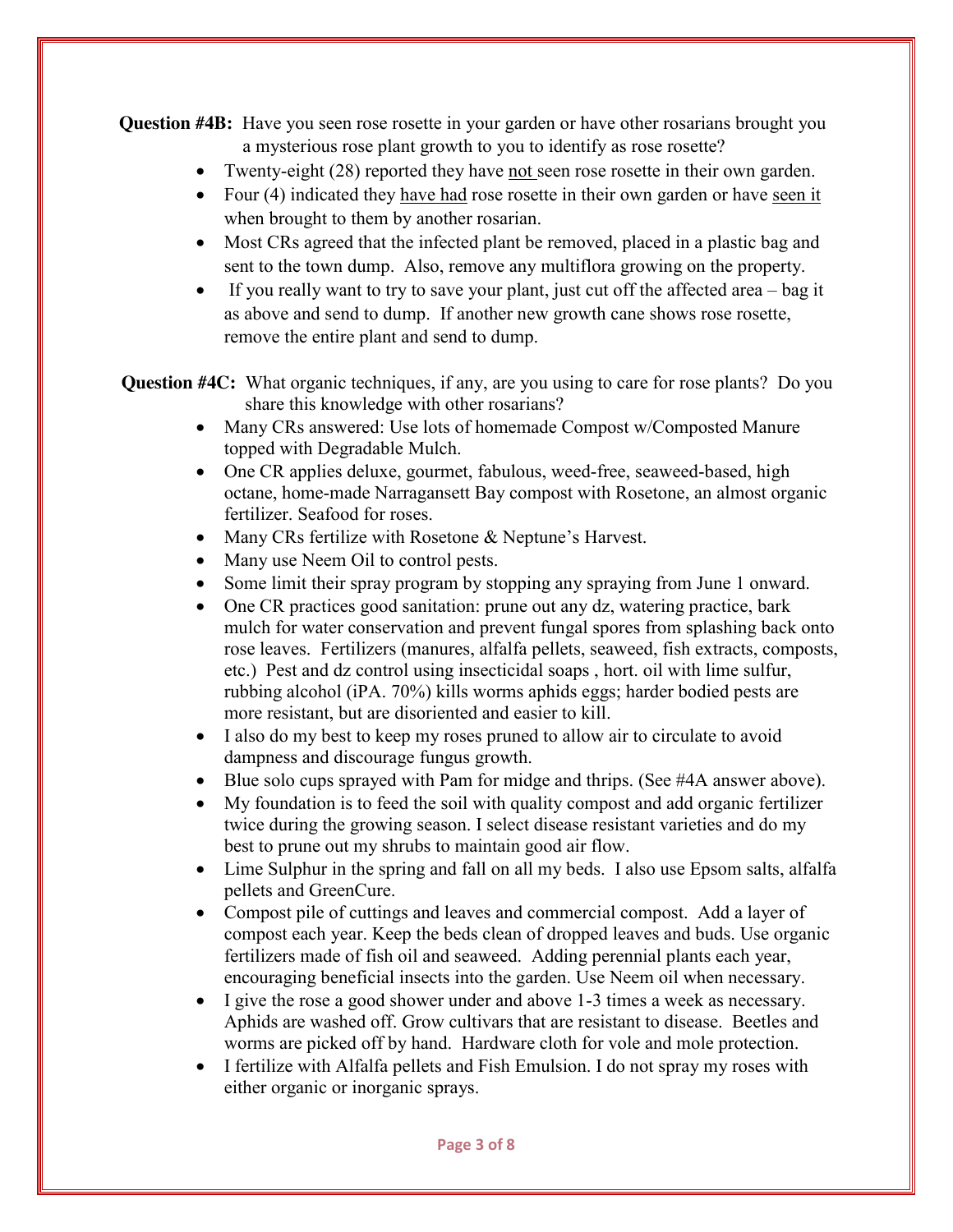**Question #4B:** Have you seen rose rosette in your garden or have other rosarians brought you a mysterious rose plant growth to you to identify as rose rosette?

- Twenty-eight (28) reported they have not seen rose rosette in their own garden.
- Four (4) indicated they have had rose rosette in their own garden or have seen it when brought to them by another rosarian.
- Most CRs agreed that the infected plant be removed, placed in a plastic bag and sent to the town dump. Also, remove any multiflora growing on the property.
- If you really want to try to save your plant, just cut off the affected area – bag it as above and send to dump. If another new growth cane shows rose rosette, remove the entire plant and send to dump.

**Question #4C:** What organic techniques, if any, are you using to care for rose plants? Do you share this knowledge with other rosarians?

- Many CRs answered: Use lots of homemade Compost w/Composted Manure topped with Degradable Mulch.
- One CR applies deluxe, gourmet, fabulous, weed-free, seaweed-based, high octane, home-made Narragansett Bay compost with Rosetone, an almost organic fertilizer. Seafood for roses.
- Many CRs fertilize with Rosetone & Neptune's Harvest.
- Many use Neem Oil to control pests.
- Some limit their spray program by stopping any spraying from June 1 onward.
- One CR practices good sanitation: prune out any dz, watering practice, bark mulch for water conservation and prevent fungal spores from splashing back onto rose leaves. Fertilizers (manures, alfalfa pellets, seaweed, fish extracts, composts, etc.) Pest and dz control using insecticidal soaps , hort. oil with lime sulfur, rubbing alcohol (iPA. 70%) kills worms aphids eggs; harder bodied pests are more resistant, but are disoriented and easier to kill.
- I also do my best to keep my roses pruned to allow air to circulate to avoid dampness and discourage fungus growth.
- Blue solo cups sprayed with Pam for midge and thrips. (See #4A answer above).
- My foundation is to feed the soil with quality compost and add organic fertilizer twice during the growing season. I select disease resistant varieties and do my best to prune out my shrubs to maintain good air flow.
- Lime Sulphur in the spring and fall on all my beds. I also use Epsom salts, alfalfa pellets and GreenCure.
- Compost pile of cuttings and leaves and commercial compost. Add a layer of compost each year. Keep the beds clean of dropped leaves and buds. Use organic fertilizers made of fish oil and seaweed. Adding perennial plants each year, encouraging beneficial insects into the garden. Use Neem oil when necessary.
- I give the rose a good shower under and above 1-3 times a week as necessary. Aphids are washed off. Grow cultivars that are resistant to disease. Beetles and worms are picked off by hand. Hardware cloth for vole and mole protection.
- I fertilize with Alfalfa pellets and Fish Emulsion. I do not spray my roses with either organic or inorganic sprays.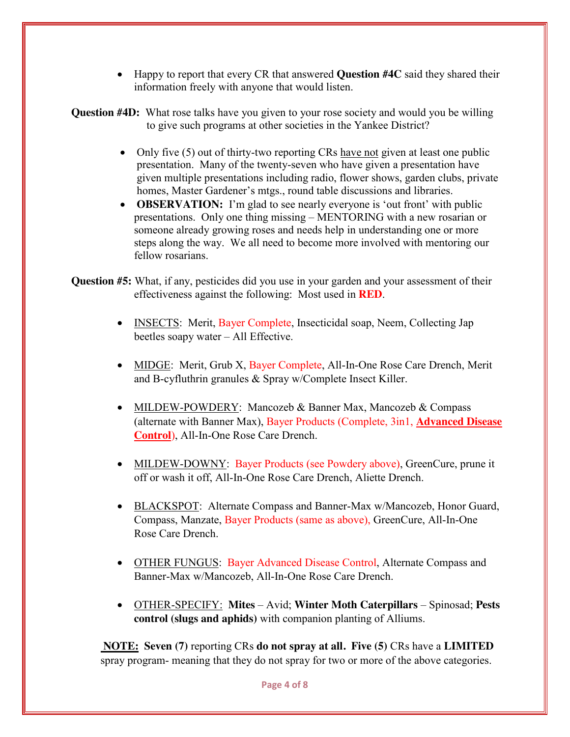- Happy to report that every CR that answered **Question #4C** said they shared their information freely with anyone that would listen.

**Question #4D:** What rose talks have you given to your rose society and would you be willing to give such programs at other societies in the Yankee District?

- Only five (5) out of thirty-two reporting CRs <u>have not</u> given at least one public presentation. Many of the twenty-seven who have given a presentation have given multiple presentations including radio, flower shows, garden clubs, private homes, Master Gardener's mtgs., round table discussions and libraries.
- **OBSERVATION:** I'm glad to see nearly everyone is 'out front' with public presentations. Only one thing missing – MENTORING with a new rosarian or someone already growing roses and needs help in understanding one or more steps along the way. We all need to become more involved with mentoring our fellow rosarians.

**Question #5:** What, if any, pesticides did you use in your garden and your assessment of their effectiveness against the following: Most used in **RED**.

- <u>INSECTS</u>: Merit, Bayer Complete, Insecticidal soap, Neem, Collecting Jap beetles soapy water – All Effective.
- <u>MIDGE</u>: Merit, Grub X, Bayer Complete, All-In-One Rose Care Drench, Merit and B-cyfluthrin granules & Spray w/Complete Insect Killer.
- <u>MILDEW-POWDERY</u>: Mancozeb & Banner Max, Mancozeb & Compass (alternate with Banner Max), Bayer Products (Complete, 3in1, **<u>Advanced Disease Control</u>**), All-In-One Rose Care Drench.
- <u>MILDEW-DOWNY</u>: Bayer Products (see Powdery above), GreenCure, prune it off or wash it off, All-In-One Rose Care Drench, Aliette Drench.
- <u>BLACKSPOT</u>: Alternate Compass and Banner-Max w/Mancozeb, Honor Guard, Compass, Manzate, Bayer Products (same as above), GreenCure, All-In-One Rose Care Drench.
- <u>OTHER FUNGUS</u>: Bayer Advanced Disease Control, Alternate Compass and Banner-Max w/Mancozeb, All-In-One Rose Care Drench.
- <u>OTHER-SPECIFY:</u> **Mites** – Avid; **Winter Moth Caterpillars** – Spinosad; **Pests control (slugs and aphids)** with companion planting of Alliums.

**<u>NOTE:</u> Seven (7)** reporting CRs **do not spray at all. Five (5)** CRs have a **LIMITED** spray program- meaning that they do not spray for two or more of the above categories.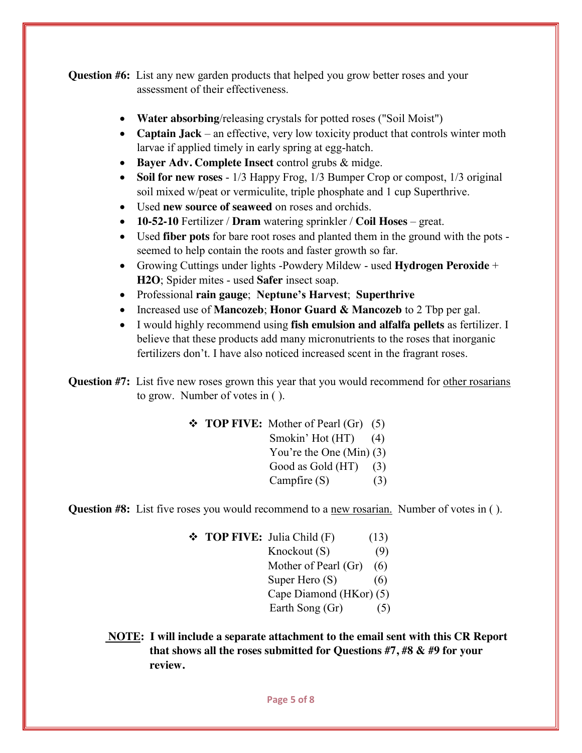**Question #6:** List any new garden products that helped you grow better roses and your assessment of their effectiveness.

- **Water absorbing**/releasing crystals for potted roses ("Soil Moist")
- **Captain Jack** – an effective, very low toxicity product that controls winter moth larvae if applied timely in early spring at egg-hatch.
- **Bayer Adv. Complete Insect** control grubs & midge.
- **Soil for new roses** - 1/3 Happy Frog, 1/3 Bumper Crop or compost, 1/3 original soil mixed w/peat or vermiculite, triple phosphate and 1 cup Superthrive.
- Used **new source of seaweed** on roses and orchids.
- **10-52-10** Fertilizer / **Dram** watering sprinkler / **Coil Hoses** – great.
- Used **fiber pots** for bare root roses and planted them in the ground with the pots - seemed to help contain the roots and faster growth so far.
- Growing Cuttings under lights -Powdery Mildew - used **Hydrogen Peroxide** + **H2O**; Spider mites - used **Safer** insect soap.
- Professional **rain gauge**; **Neptune's Harvest**; **Superthrive**
- Increased use of **Mancozeb**; **Honor Guard & Mancozeb** to 2 Tbp per gal.
- I would highly recommend using **fish emulsion and alfalfa pellets** as fertilizer. I believe that these products add many micronutrients to the roses that inorganic fertilizers don't. I have also noticed increased scent in the fragrant roses.

**Question #7:** List five new roses grown this year that you would recommend for <u>other rosarians</u> to grow. Number of votes in ( ).

- **TOP FIVE:** Mother of Pearl (Gr) (5)
  Smokin' Hot (HT) (4)
  You're the One (Min) (3)
  Good as Gold (HT) (3)
  Campfire (S) (3)

**Question #8:** List five roses you would recommend to a <u>new rosarian.</u> Number of votes in ( ).

- **TOP FIVE:** Julia Child (F) (13)
  Knockout (S) (9)
  Mother of Pearl (Gr) (6)
  Super Hero (S) (6)
  Cape Diamond (HKor) (5)
  Earth Song (Gr) (5)

**<u>NOTE</u>: I will include a separate attachment to the email sent with this CR Report that shows all the roses submitted for Questions #7, #8 & #9 for your review.**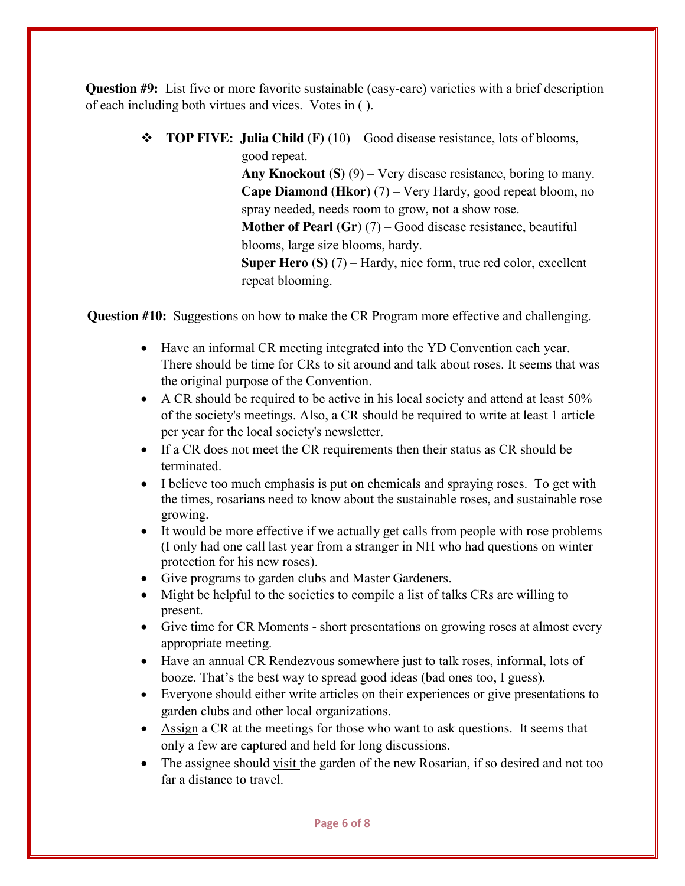**Question #9:** List five or more favorite sustainable (easy-care) varieties with a brief description of each including both virtues and vices. Votes in ( ).

- **TOP FIVE:** **Julia Child (F)** (10) – Good disease resistance, lots of blooms, good repeat.
  **Any Knockout (S)** (9) – Very disease resistance, boring to many.
  **Cape Diamond (Hkor)** (7) – Very Hardy, good repeat bloom, no spray needed, needs room to grow, not a show rose.
  **Mother of Pearl (Gr)** (7) – Good disease resistance, beautiful blooms, large size blooms, hardy.
  **Super Hero (S)** (7) – Hardy, nice form, true red color, excellent repeat blooming.

**Question #10:** Suggestions on how to make the CR Program more effective and challenging.

- Have an informal CR meeting integrated into the YD Convention each year. There should be time for CRs to sit around and talk about roses. It seems that was the original purpose of the Convention.
- A CR should be required to be active in his local society and attend at least 50% of the society's meetings. Also, a CR should be required to write at least 1 article per year for the local society's newsletter.
- If a CR does not meet the CR requirements then their status as CR should be terminated.
- I believe too much emphasis is put on chemicals and spraying roses. To get with the times, rosarians need to know about the sustainable roses, and sustainable rose growing.
- It would be more effective if we actually get calls from people with rose problems (I only had one call last year from a stranger in NH who had questions on winter protection for his new roses).
- Give programs to garden clubs and Master Gardeners.
- Might be helpful to the societies to compile a list of talks CRs are willing to present.
- Give time for CR Moments - short presentations on growing roses at almost every appropriate meeting.
- Have an annual CR Rendezvous somewhere just to talk roses, informal, lots of booze. That's the best way to spread good ideas (bad ones too, I guess).
- Everyone should either write articles on their experiences or give presentations to garden clubs and other local organizations.
- Assign a CR at the meetings for those who want to ask questions. It seems that only a few are captured and held for long discussions.
- The assignee should visit the garden of the new Rosarian, if so desired and not too far a distance to travel.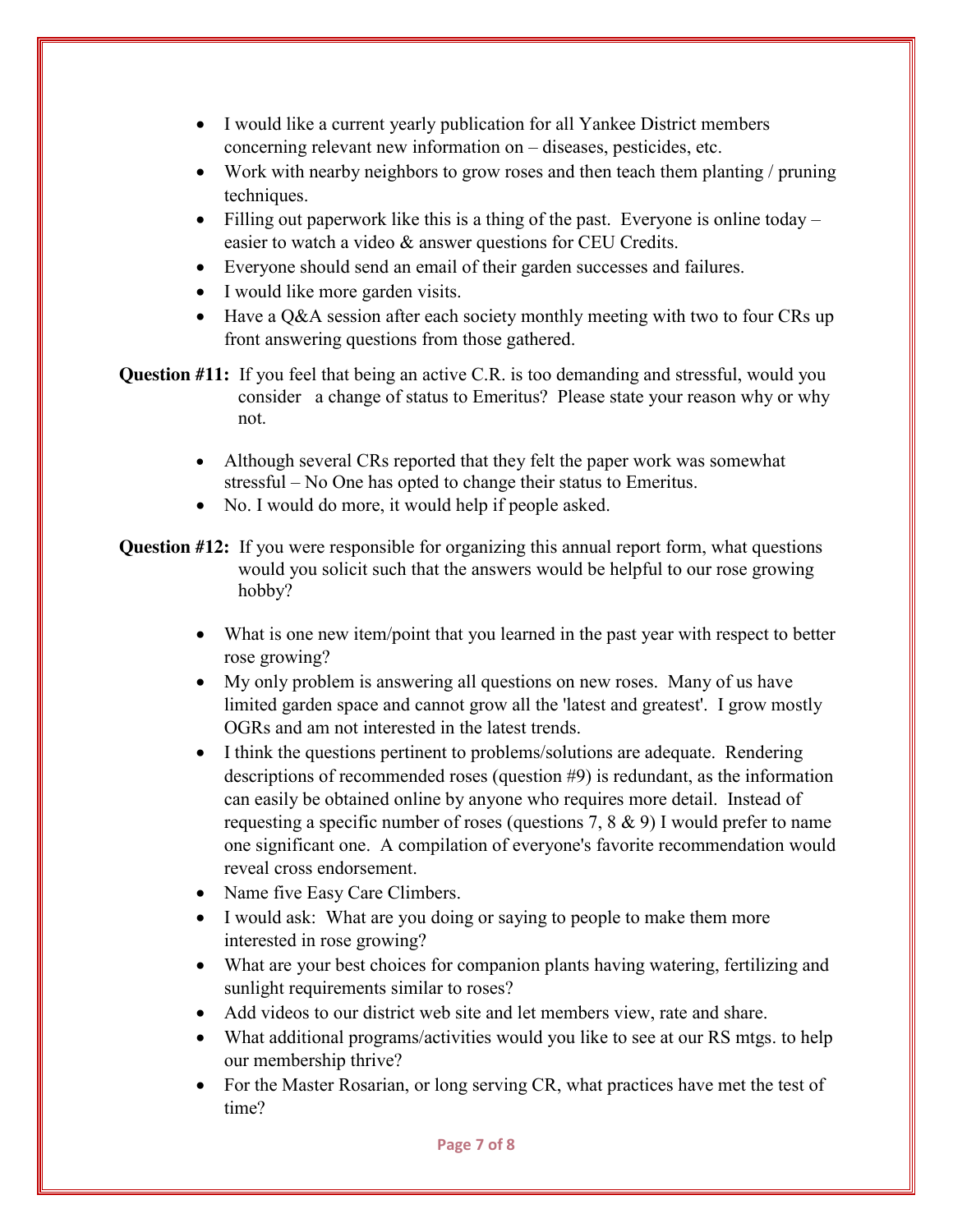- I would like a current yearly publication for all Yankee District members concerning relevant new information on – diseases, pesticides, etc.
- Work with nearby neighbors to grow roses and then teach them planting / pruning techniques.
- Filling out paperwork like this is a thing of the past. Everyone is online today – easier to watch a video & answer questions for CEU Credits.
- Everyone should send an email of their garden successes and failures.
- I would like more garden visits.
- Have a Q&A session after each society monthly meeting with two to four CRs up front answering questions from those gathered.

**Question #11:** If you feel that being an active C.R. is too demanding and stressful, would you consider a change of status to Emeritus? Please state your reason why or why not.

- Although several CRs reported that they felt the paper work was somewhat stressful – No One has opted to change their status to Emeritus.
- No. I would do more, it would help if people asked.

**Question #12:** If you were responsible for organizing this annual report form, what questions would you solicit such that the answers would be helpful to our rose growing hobby?

- What is one new item/point that you learned in the past year with respect to better rose growing?
- My only problem is answering all questions on new roses. Many of us have limited garden space and cannot grow all the 'latest and greatest'. I grow mostly OGRs and am not interested in the latest trends.
- I think the questions pertinent to problems/solutions are adequate. Rendering descriptions of recommended roses (question #9) is redundant, as the information can easily be obtained online by anyone who requires more detail. Instead of requesting a specific number of roses (questions 7, 8 & 9) I would prefer to name one significant one. A compilation of everyone's favorite recommendation would reveal cross endorsement.
- Name five Easy Care Climbers.
- I would ask: What are you doing or saying to people to make them more interested in rose growing?
- What are your best choices for companion plants having watering, fertilizing and sunlight requirements similar to roses?
- Add videos to our district web site and let members view, rate and share.
- What additional programs/activities would you like to see at our RS mtgs. to help our membership thrive?
- For the Master Rosarian, or long serving CR, what practices have met the test of time?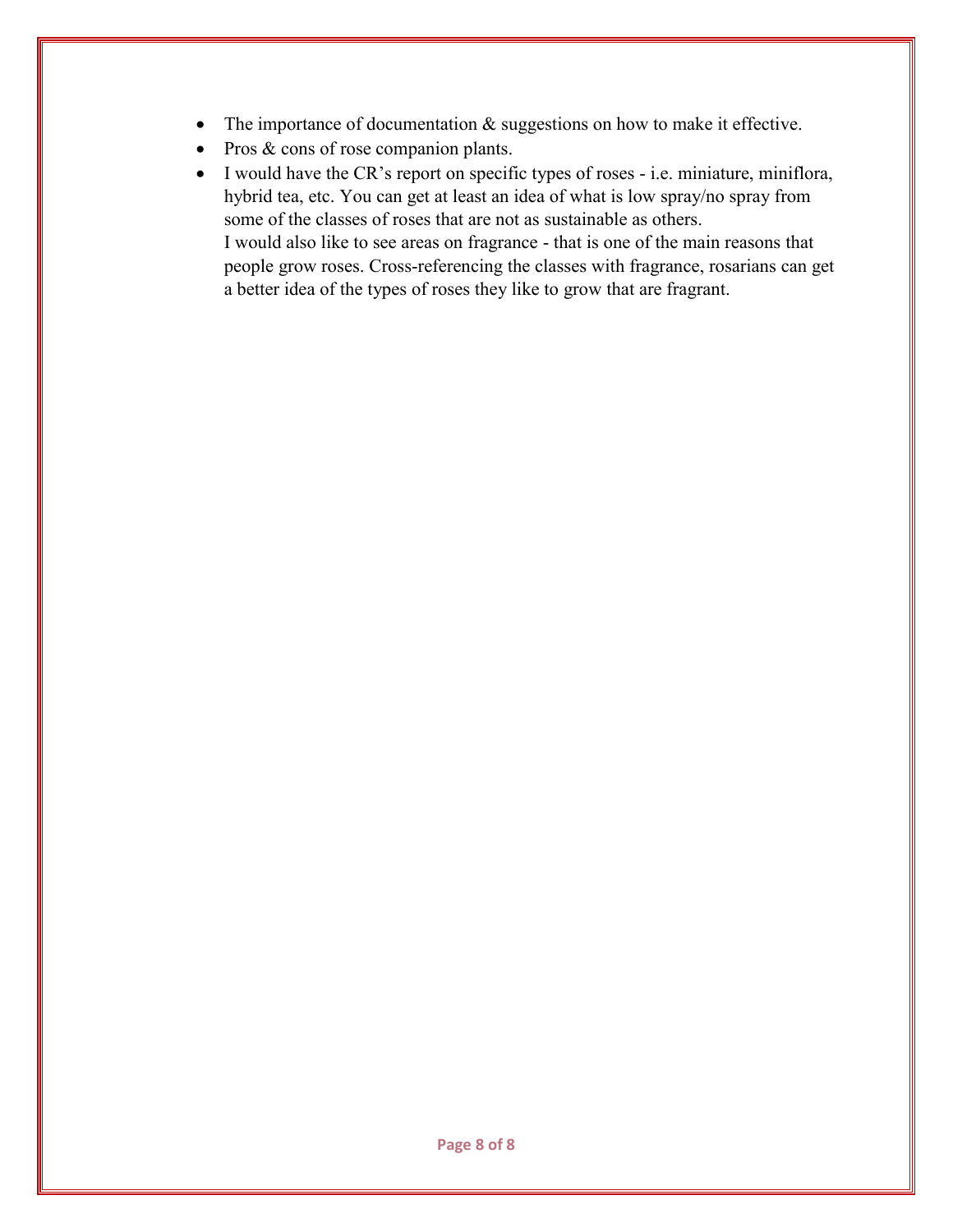- The importance of documentation & suggestions on how to make it effective.
- Pros & cons of rose companion plants.
- I would have the CR's report on specific types of roses - i.e. miniature, miniflora, hybrid tea, etc. You can get at least an idea of what is low spray/no spray from some of the classes of roses that are not as sustainable as others.
  I would also like to see areas on fragrance - that is one of the main reasons that people grow roses. Cross-referencing the classes with fragrance, rosarians can get a better idea of the types of roses they like to grow that are fragrant.